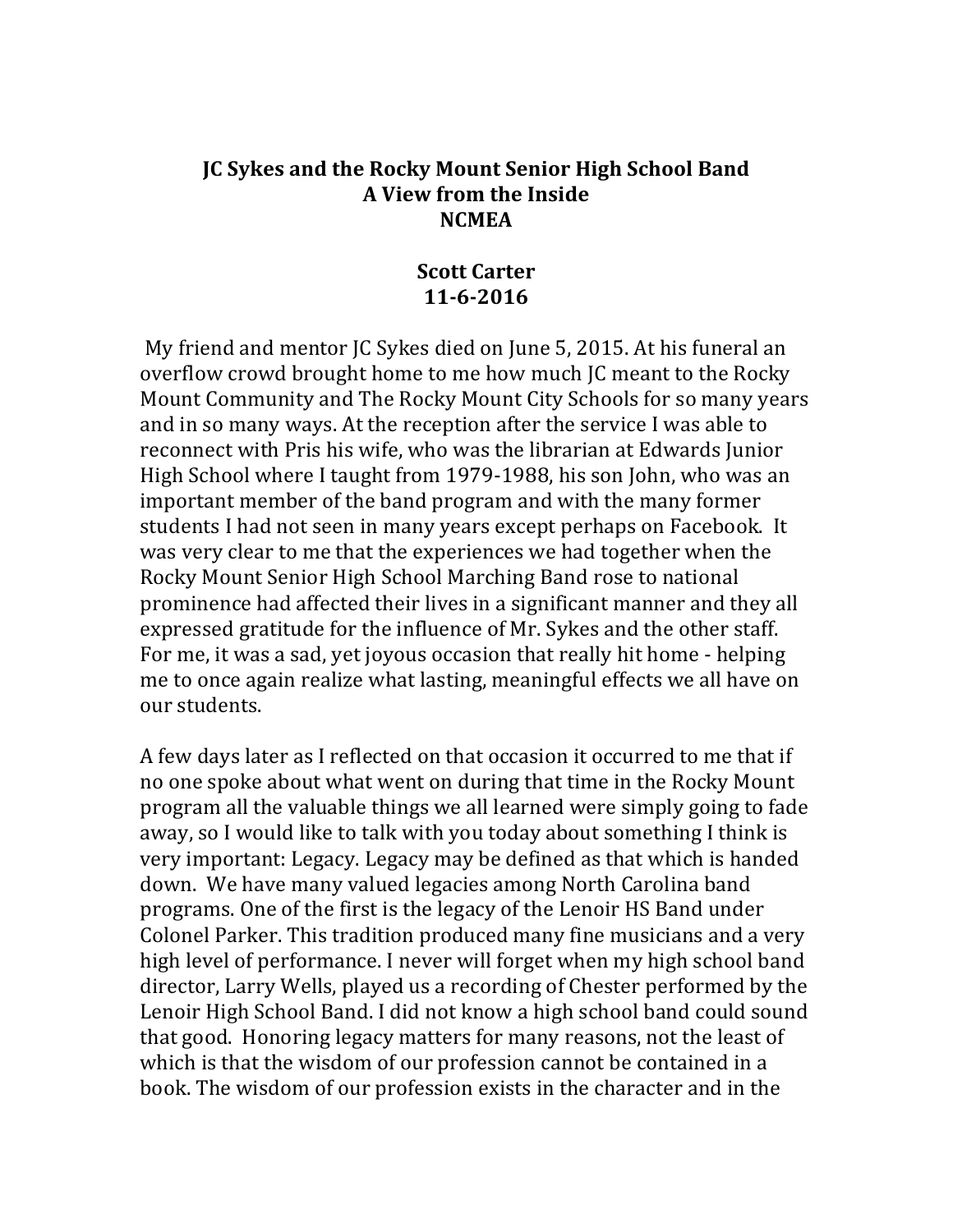# JC Sykes and the Rocky Mount Senior High School Band
## A View from the Inside
## NCMEA

**Scott Carter**
**11-6-2016**

My friend and mentor JC Sykes died on June 5, 2015. At his funeral an overflow crowd brought home to me how much JC meant to the Rocky Mount Community and The Rocky Mount City Schools for so many years and in so many ways. At the reception after the service I was able to reconnect with Pris his wife, who was the librarian at Edwards Junior High School where I taught from 1979-1988, his son John, who was an important member of the band program and with the many former students I had not seen in many years except perhaps on Facebook. It was very clear to me that the experiences we had together when the Rocky Mount Senior High School Marching Band rose to national prominence had affected their lives in a significant manner and they all expressed gratitude for the influence of Mr. Sykes and the other staff. For me, it was a sad, yet joyous occasion that really hit home - helping me to once again realize what lasting, meaningful effects we all have on our students.

A few days later as I reflected on that occasion it occurred to me that if no one spoke about what went on during that time in the Rocky Mount program all the valuable things we all learned were simply going to fade away, so I would like to talk with you today about something I think is very important: Legacy. Legacy may be defined as that which is handed down. We have many valued legacies among North Carolina band programs. One of the first is the legacy of the Lenoir HS Band under Colonel Parker. This tradition produced many fine musicians and a very high level of performance. I never will forget when my high school band director, Larry Wells, played us a recording of Chester performed by the Lenoir High School Band. I did not know a high school band could sound that good. Honoring legacy matters for many reasons, not the least of which is that the wisdom of our profession cannot be contained in a book. The wisdom of our profession exists in the character and in the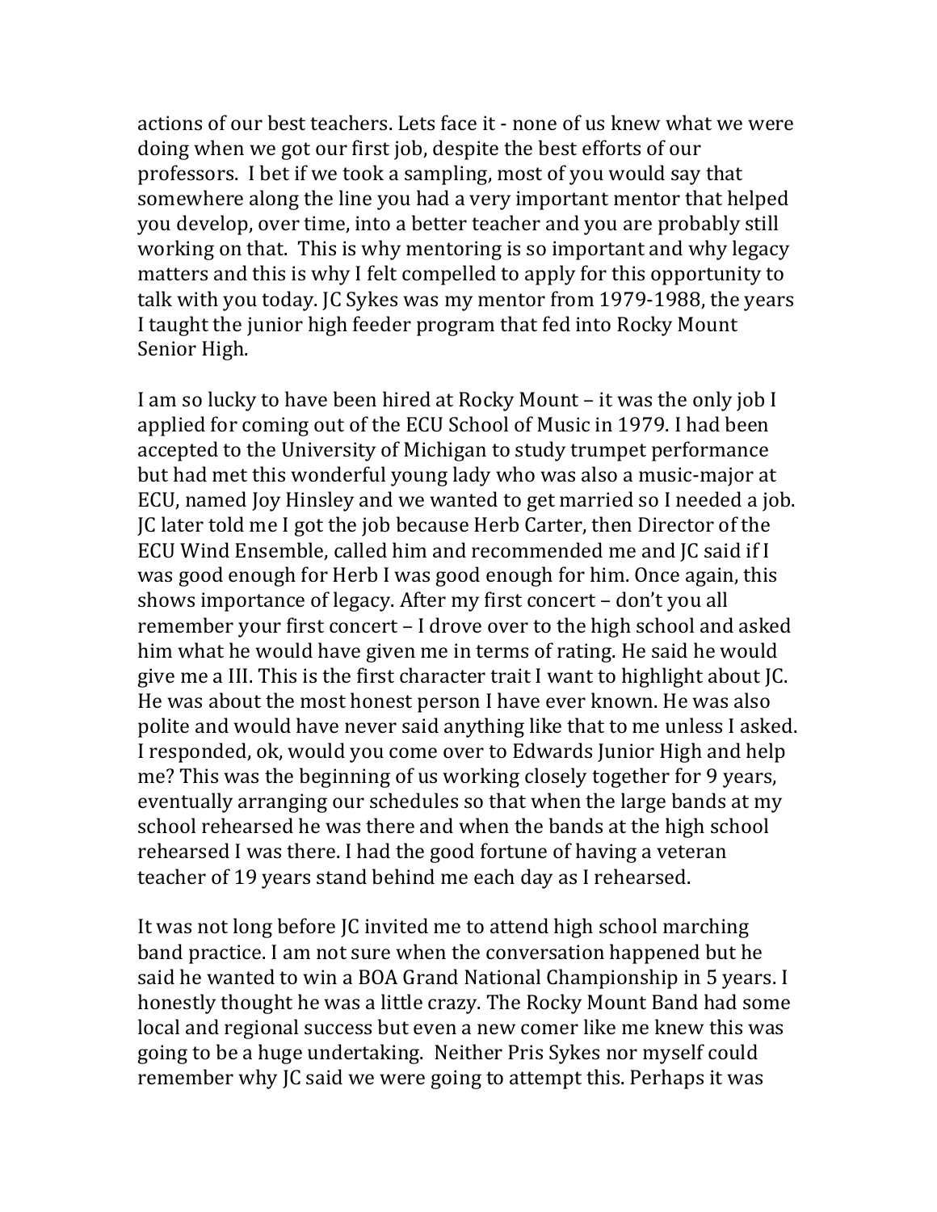actions of our best teachers. Lets face it - none of us knew what we were doing when we got our first job, despite the best efforts of our professors. I bet if we took a sampling, most of you would say that somewhere along the line you had a very important mentor that helped you develop, over time, into a better teacher and you are probably still working on that. This is why mentoring is so important and why legacy matters and this is why I felt compelled to apply for this opportunity to talk with you today. JC Sykes was my mentor from 1979-1988, the years I taught the junior high feeder program that fed into Rocky Mount Senior High.

I am so lucky to have been hired at Rocky Mount – it was the only job I applied for coming out of the ECU School of Music in 1979. I had been accepted to the University of Michigan to study trumpet performance but had met this wonderful young lady who was also a music-major at ECU, named Joy Hinsley and we wanted to get married so I needed a job. JC later told me I got the job because Herb Carter, then Director of the ECU Wind Ensemble, called him and recommended me and JC said if I was good enough for Herb I was good enough for him. Once again, this shows importance of legacy. After my first concert – don't you all remember your first concert – I drove over to the high school and asked him what he would have given me in terms of rating. He said he would give me a III. This is the first character trait I want to highlight about JC. He was about the most honest person I have ever known. He was also polite and would have never said anything like that to me unless I asked. I responded, ok, would you come over to Edwards Junior High and help me? This was the beginning of us working closely together for 9 years, eventually arranging our schedules so that when the large bands at my school rehearsed he was there and when the bands at the high school rehearsed I was there. I had the good fortune of having a veteran teacher of 19 years stand behind me each day as I rehearsed.

It was not long before JC invited me to attend high school marching band practice. I am not sure when the conversation happened but he said he wanted to win a BOA Grand National Championship in 5 years. I honestly thought he was a little crazy. The Rocky Mount Band had some local and regional success but even a new comer like me knew this was going to be a huge undertaking. Neither Pris Sykes nor myself could remember why JC said we were going to attempt this. Perhaps it was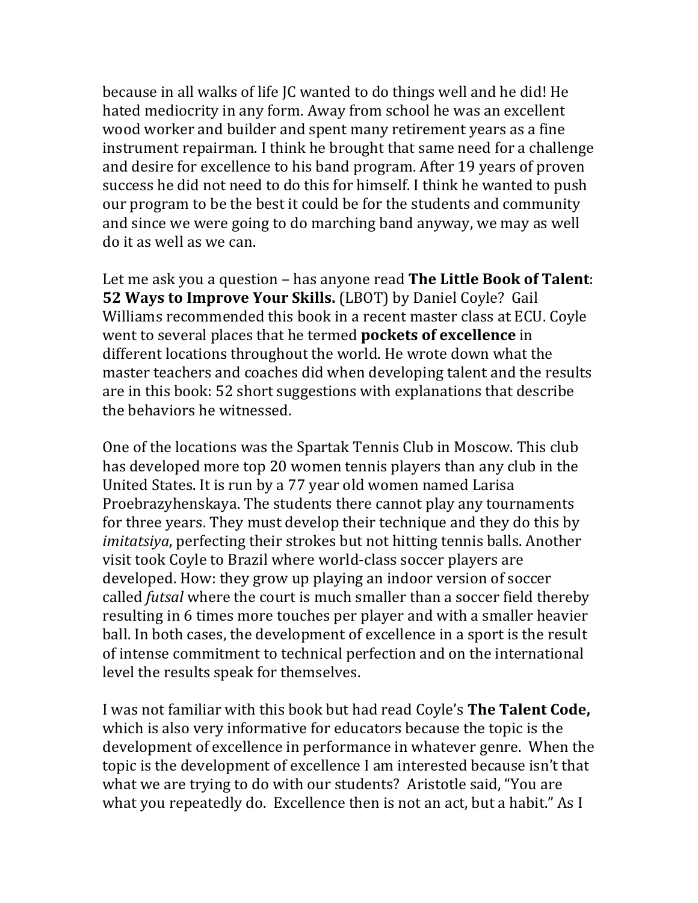because in all walks of life JC wanted to do things well and he did! He hated mediocrity in any form. Away from school he was an excellent wood worker and builder and spent many retirement years as a fine instrument repairman. I think he brought that same need for a challenge and desire for excellence to his band program. After 19 years of proven success he did not need to do this for himself. I think he wanted to push our program to be the best it could be for the students and community and since we were going to do marching band anyway, we may as well do it as well as we can.

Let me ask you a question – has anyone read **The Little Book of Talent**: **52 Ways to Improve Your Skills.** (LBOT) by Daniel Coyle? Gail Williams recommended this book in a recent master class at ECU. Coyle went to several places that he termed **pockets of excellence** in different locations throughout the world. He wrote down what the master teachers and coaches did when developing talent and the results are in this book: 52 short suggestions with explanations that describe the behaviors he witnessed.

One of the locations was the Spartak Tennis Club in Moscow. This club has developed more top 20 women tennis players than any club in the United States. It is run by a 77 year old women named Larisa Proebrazyhenskaya. The students there cannot play any tournaments for three years. They must develop their technique and they do this by *imitatsiya*, perfecting their strokes but not hitting tennis balls. Another visit took Coyle to Brazil where world-class soccer players are developed. How: they grow up playing an indoor version of soccer called *futsal* where the court is much smaller than a soccer field thereby resulting in 6 times more touches per player and with a smaller heavier ball. In both cases, the development of excellence in a sport is the result of intense commitment to technical perfection and on the international level the results speak for themselves.

I was not familiar with this book but had read Coyle's **The Talent Code,** which is also very informative for educators because the topic is the development of excellence in performance in whatever genre. When the topic is the development of excellence I am interested because isn't that what we are trying to do with our students? Aristotle said, "You are what you repeatedly do. Excellence then is not an act, but a habit." As I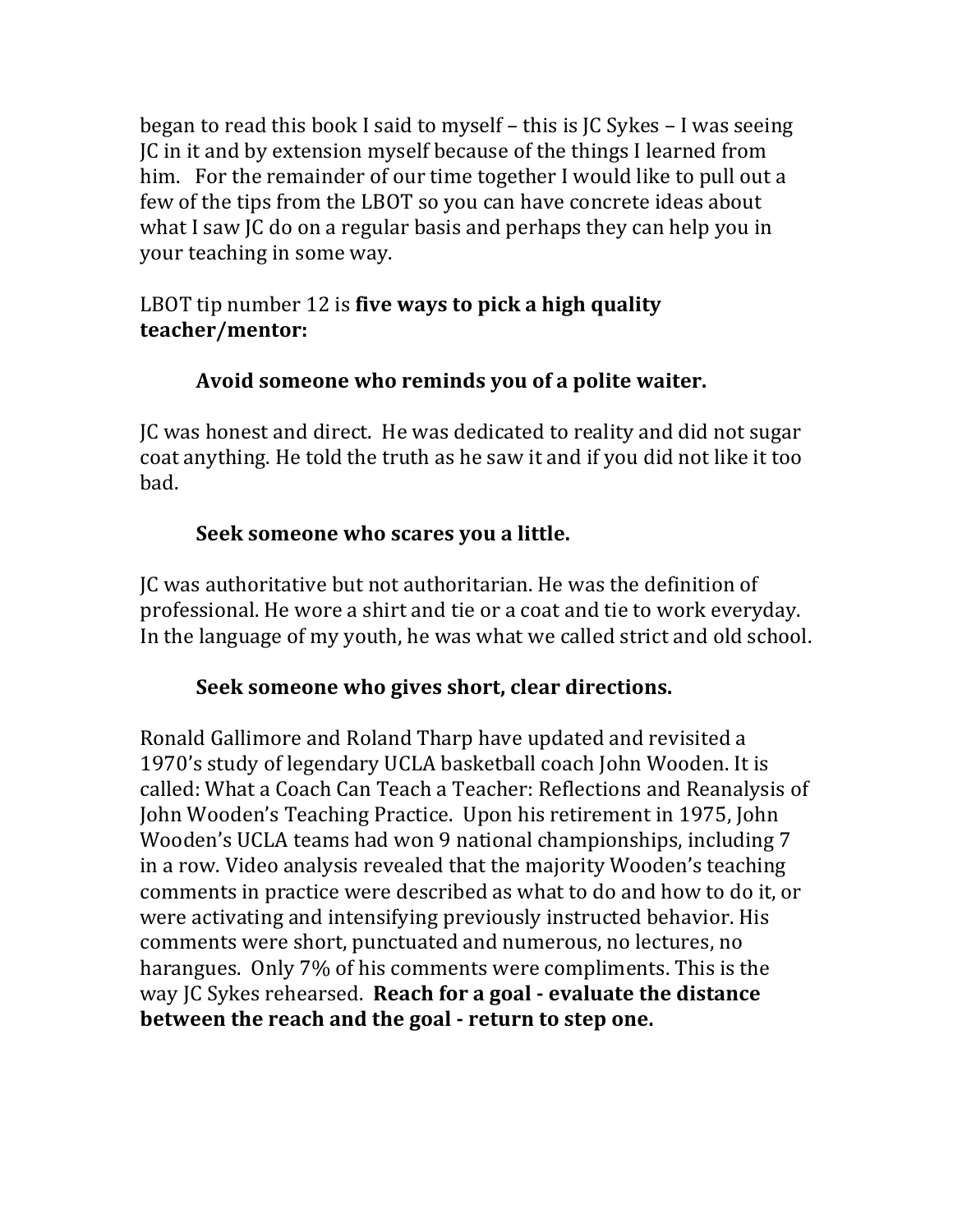began to read this book I said to myself – this is JC Sykes – I was seeing JC in it and by extension myself because of the things I learned from him. For the remainder of our time together I would like to pull out a few of the tips from the LBOT so you can have concrete ideas about what I saw JC do on a regular basis and perhaps they can help you in your teaching in some way.

LBOT tip number 12 is **five ways to pick a high quality teacher/mentor:**

**Avoid someone who reminds you of a polite waiter.**

JC was honest and direct. He was dedicated to reality and did not sugar coat anything. He told the truth as he saw it and if you did not like it too bad.

**Seek someone who scares you a little.**

JC was authoritative but not authoritarian. He was the definition of professional. He wore a shirt and tie or a coat and tie to work everyday. In the language of my youth, he was what we called strict and old school.

**Seek someone who gives short, clear directions.**

Ronald Gallimore and Roland Tharp have updated and revisited a 1970's study of legendary UCLA basketball coach John Wooden. It is called: What a Coach Can Teach a Teacher: Reflections and Reanalysis of John Wooden's Teaching Practice. Upon his retirement in 1975, John Wooden's UCLA teams had won 9 national championships, including 7 in a row. Video analysis revealed that the majority Wooden's teaching comments in practice were described as what to do and how to do it, or were activating and intensifying previously instructed behavior. His comments were short, punctuated and numerous, no lectures, no harangues. Only 7% of his comments were compliments. This is the way JC Sykes rehearsed. **Reach for a goal - evaluate the distance between the reach and the goal - return to step one.**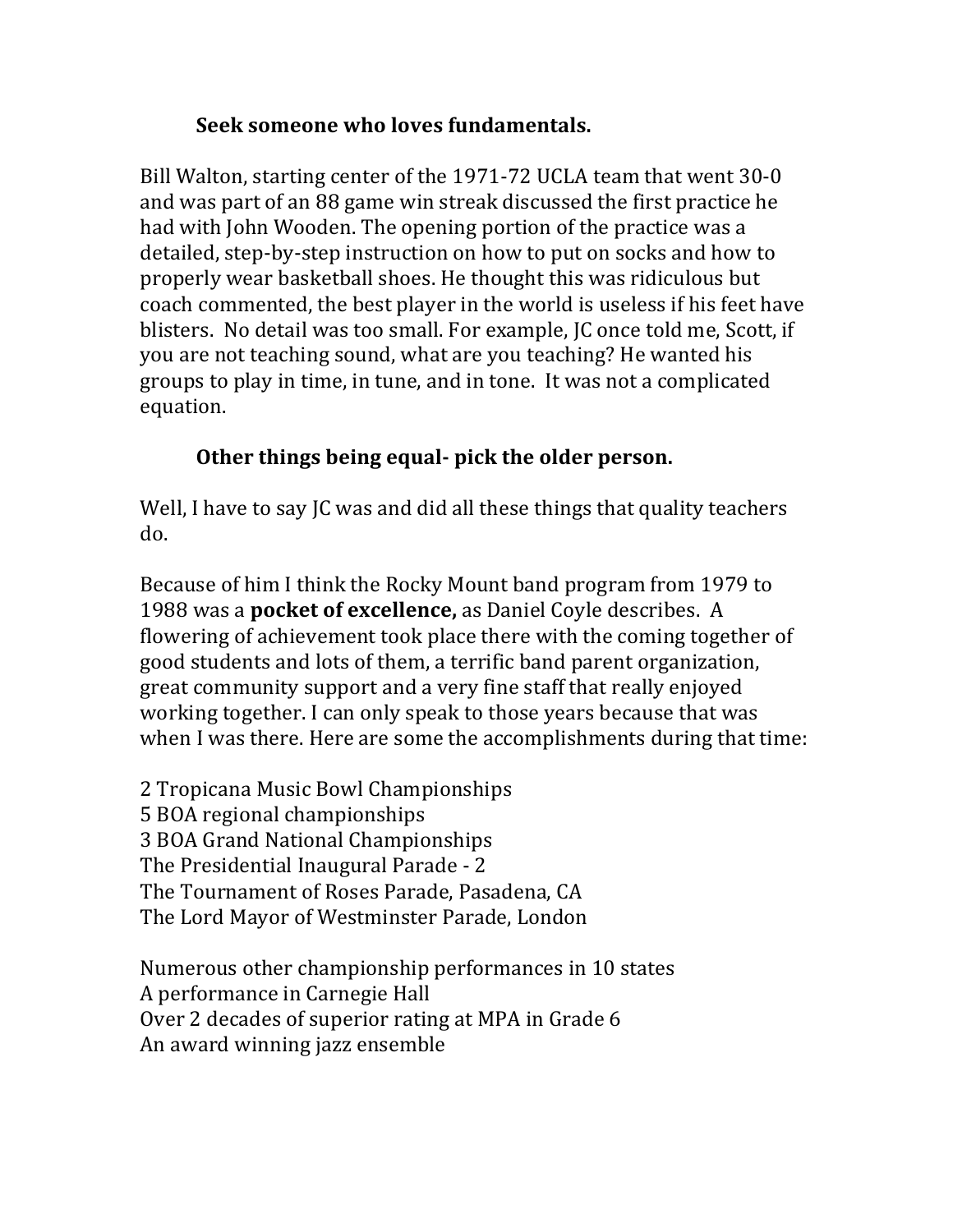**Seek someone who loves fundamentals.**

Bill Walton, starting center of the 1971-72 UCLA team that went 30-0 and was part of an 88 game win streak discussed the first practice he had with John Wooden. The opening portion of the practice was a detailed, step-by-step instruction on how to put on socks and how to properly wear basketball shoes. He thought this was ridiculous but coach commented, the best player in the world is useless if his feet have blisters. No detail was too small. For example, JC once told me, Scott, if you are not teaching sound, what are you teaching? He wanted his groups to play in time, in tune, and in tone. It was not a complicated equation.

**Other things being equal- pick the older person.**

Well, I have to say JC was and did all these things that quality teachers do.

Because of him I think the Rocky Mount band program from 1979 to 1988 was a **pocket of excellence,** as Daniel Coyle describes. A flowering of achievement took place there with the coming together of good students and lots of them, a terrific band parent organization, great community support and a very fine staff that really enjoyed working together. I can only speak to those years because that was when I was there. Here are some the accomplishments during that time:

2 Tropicana Music Bowl Championships
5 BOA regional championships
3 BOA Grand National Championships
The Presidential Inaugural Parade - 2
The Tournament of Roses Parade, Pasadena, CA
The Lord Mayor of Westminster Parade, London

Numerous other championship performances in 10 states
A performance in Carnegie Hall
Over 2 decades of superior rating at MPA in Grade 6
An award winning jazz ensemble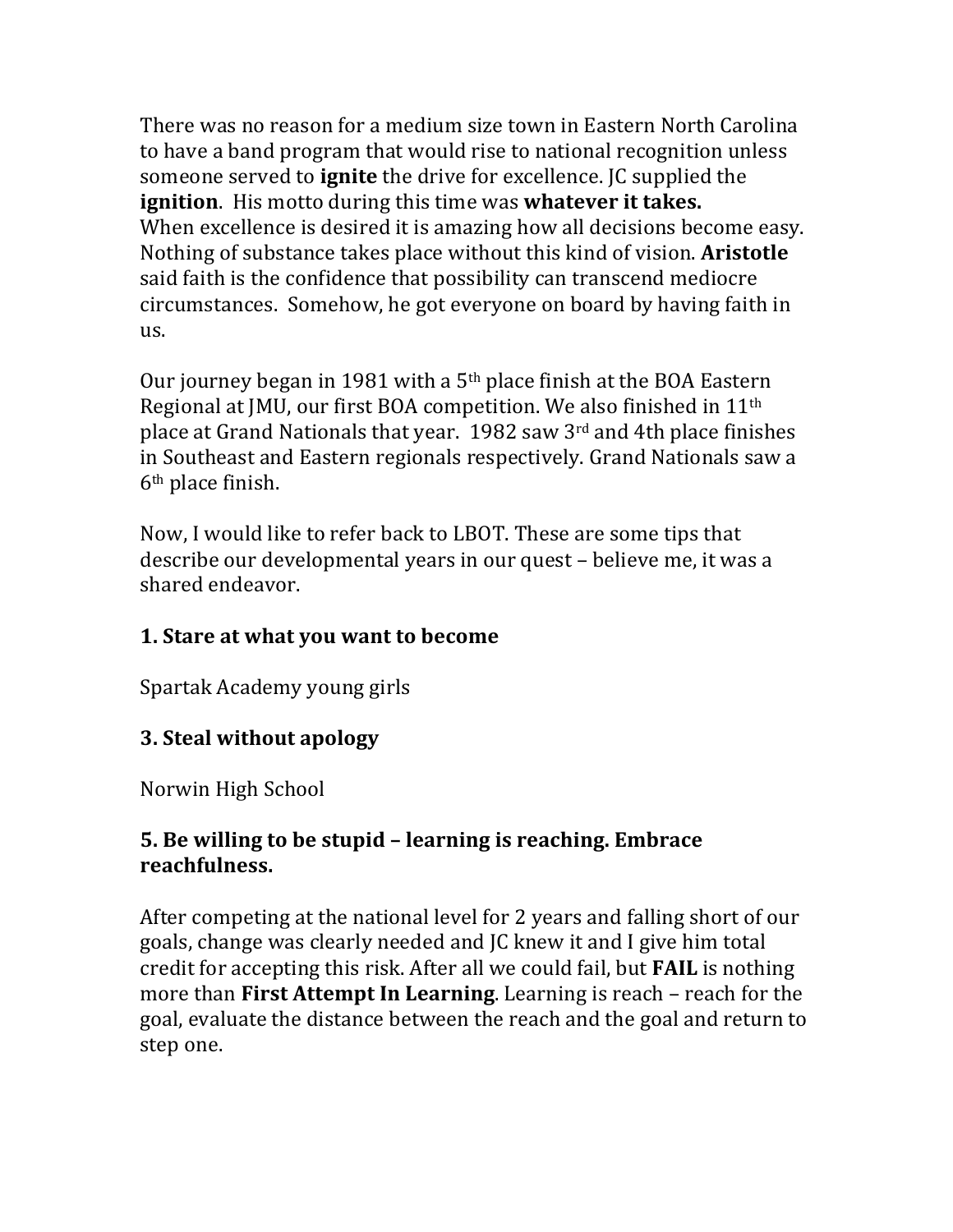There was no reason for a medium size town in Eastern North Carolina to have a band program that would rise to national recognition unless someone served to **ignite** the drive for excellence. JC supplied the **ignition**. His motto during this time was **whatever it takes.** When excellence is desired it is amazing how all decisions become easy. Nothing of substance takes place without this kind of vision. **Aristotle** said faith is the confidence that possibility can transcend mediocre circumstances. Somehow, he got everyone on board by having faith in us.

Our journey began in 1981 with a 5th place finish at the BOA Eastern Regional at JMU, our first BOA competition. We also finished in 11th place at Grand Nationals that year. 1982 saw 3rd and 4th place finishes in Southeast and Eastern regionals respectively. Grand Nationals saw a 6th place finish.

Now, I would like to refer back to LBOT. These are some tips that describe our developmental years in our quest – believe me, it was a shared endeavor.

### 1. Stare at what you want to become

Spartak Academy young girls

### 3. Steal without apology

Norwin High School

### 5. Be willing to be stupid – learning is reaching. Embrace reachfulness.

After competing at the national level for 2 years and falling short of our goals, change was clearly needed and JC knew it and I give him total credit for accepting this risk. After all we could fail, but **FAIL** is nothing more than **First Attempt In Learning**. Learning is reach – reach for the goal, evaluate the distance between the reach and the goal and return to step one.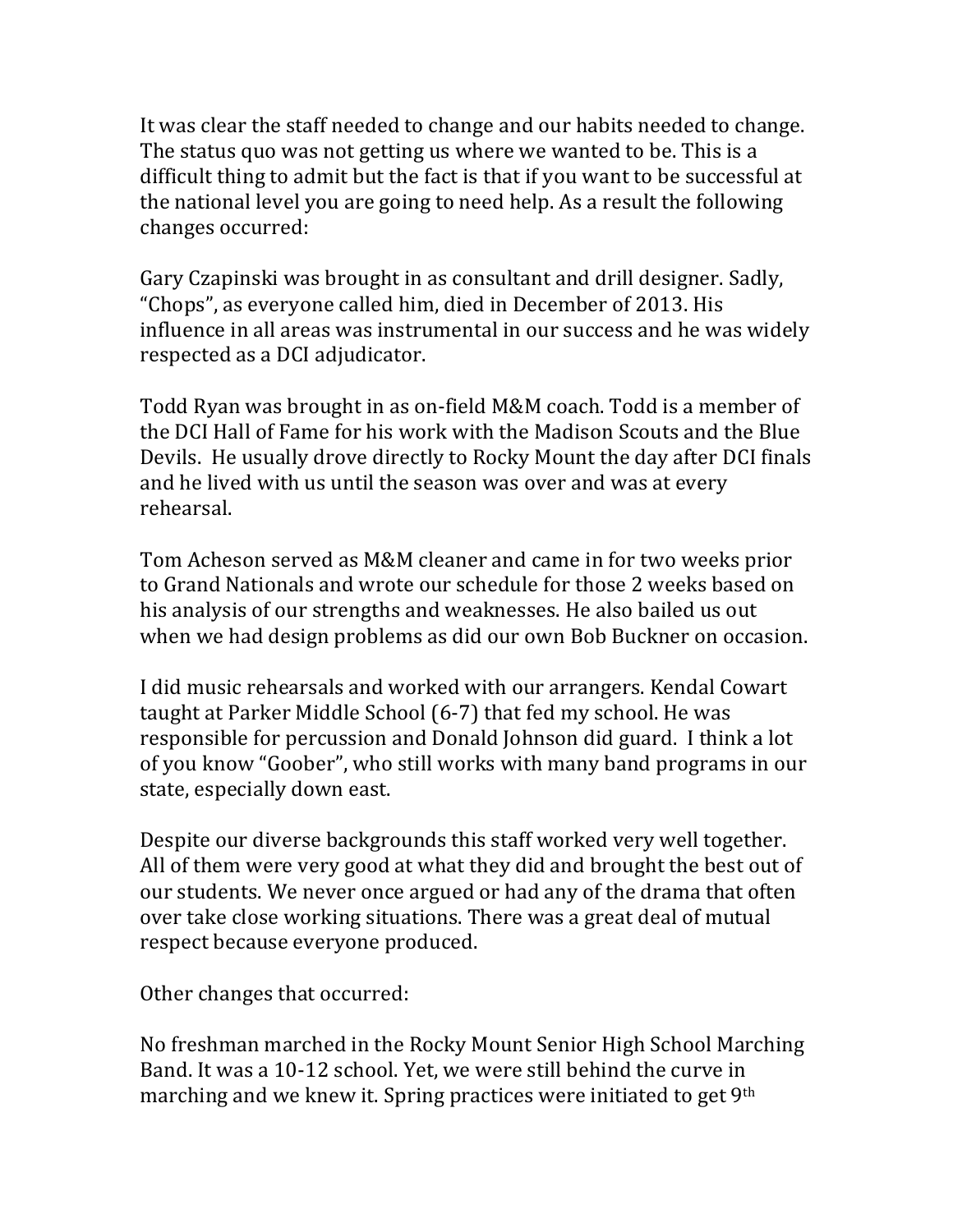It was clear the staff needed to change and our habits needed to change. The status quo was not getting us where we wanted to be. This is a difficult thing to admit but the fact is that if you want to be successful at the national level you are going to need help. As a result the following changes occurred:

Gary Czapinski was brought in as consultant and drill designer. Sadly, "Chops", as everyone called him, died in December of 2013. His influence in all areas was instrumental in our success and he was widely respected as a DCI adjudicator.

Todd Ryan was brought in as on-field M&M coach. Todd is a member of the DCI Hall of Fame for his work with the Madison Scouts and the Blue Devils. He usually drove directly to Rocky Mount the day after DCI finals and he lived with us until the season was over and was at every rehearsal.

Tom Acheson served as M&M cleaner and came in for two weeks prior to Grand Nationals and wrote our schedule for those 2 weeks based on his analysis of our strengths and weaknesses. He also bailed us out when we had design problems as did our own Bob Buckner on occasion.

I did music rehearsals and worked with our arrangers. Kendal Cowart taught at Parker Middle School (6-7) that fed my school. He was responsible for percussion and Donald Johnson did guard. I think a lot of you know "Goober", who still works with many band programs in our state, especially down east.

Despite our diverse backgrounds this staff worked very well together. All of them were very good at what they did and brought the best out of our students. We never once argued or had any of the drama that often over take close working situations. There was a great deal of mutual respect because everyone produced.

Other changes that occurred:

No freshman marched in the Rocky Mount Senior High School Marching Band. It was a 10-12 school. Yet, we were still behind the curve in marching and we knew it. Spring practices were initiated to get 9th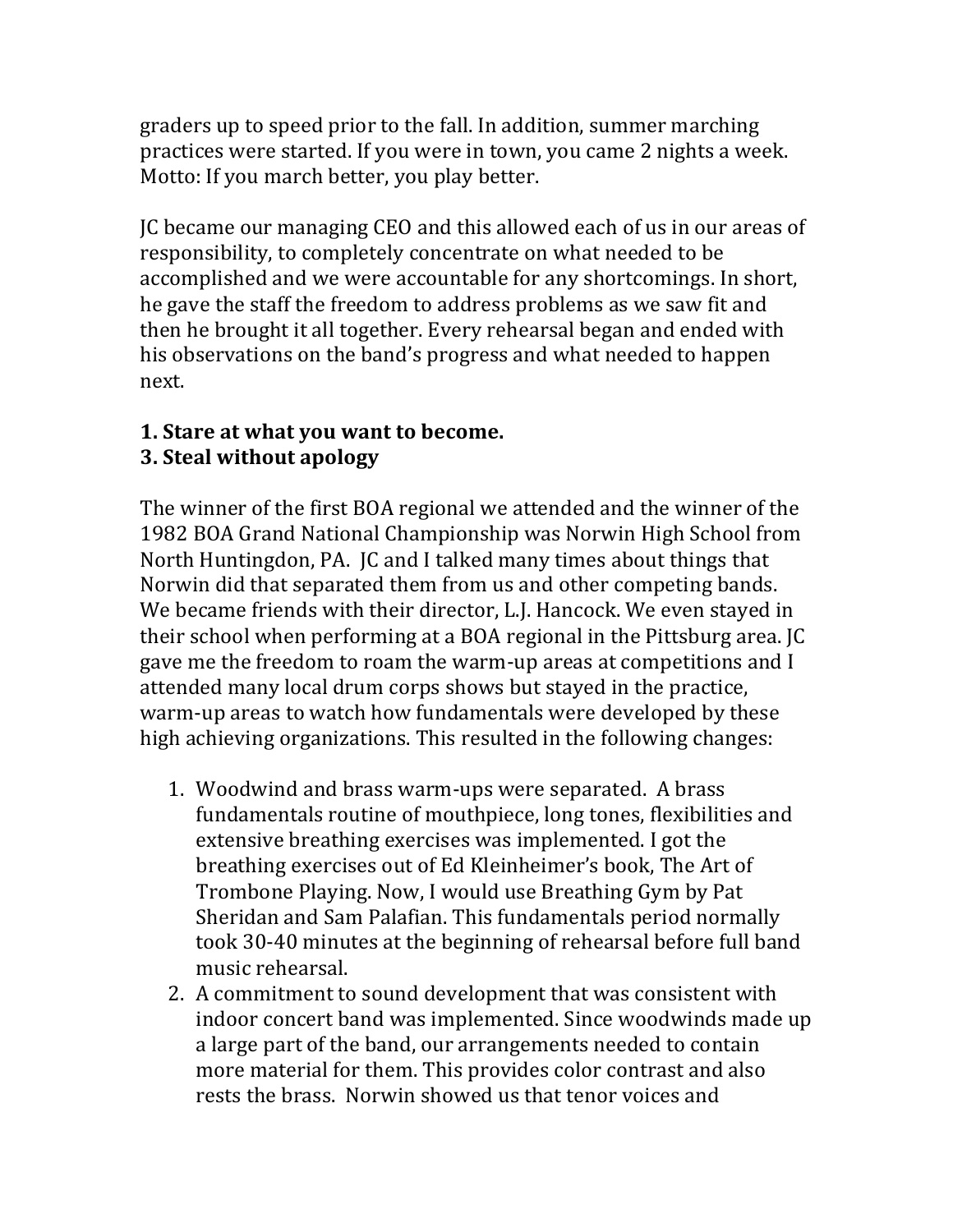graders up to speed prior to the fall. In addition, summer marching practices were started. If you were in town, you came 2 nights a week. Motto: If you march better, you play better.

JC became our managing CEO and this allowed each of us in our areas of responsibility, to completely concentrate on what needed to be accomplished and we were accountable for any shortcomings. In short, he gave the staff the freedom to address problems as we saw fit and then he brought it all together. Every rehearsal began and ended with his observations on the band's progress and what needed to happen next.

**1. Stare at what you want to become.**
**3. Steal without apology**

The winner of the first BOA regional we attended and the winner of the 1982 BOA Grand National Championship was Norwin High School from North Huntingdon, PA. JC and I talked many times about things that Norwin did that separated them from us and other competing bands. We became friends with their director, L.J. Hancock. We even stayed in their school when performing at a BOA regional in the Pittsburg area. JC gave me the freedom to roam the warm-up areas at competitions and I attended many local drum corps shows but stayed in the practice, warm-up areas to watch how fundamentals were developed by these high achieving organizations. This resulted in the following changes:

1. Woodwind and brass warm-ups were separated. A brass fundamentals routine of mouthpiece, long tones, flexibilities and extensive breathing exercises was implemented. I got the breathing exercises out of Ed Kleinheimer's book, The Art of Trombone Playing. Now, I would use Breathing Gym by Pat Sheridan and Sam Palafian. This fundamentals period normally took 30-40 minutes at the beginning of rehearsal before full band music rehearsal.
2. A commitment to sound development that was consistent with indoor concert band was implemented. Since woodwinds made up a large part of the band, our arrangements needed to contain more material for them. This provides color contrast and also rests the brass. Norwin showed us that tenor voices and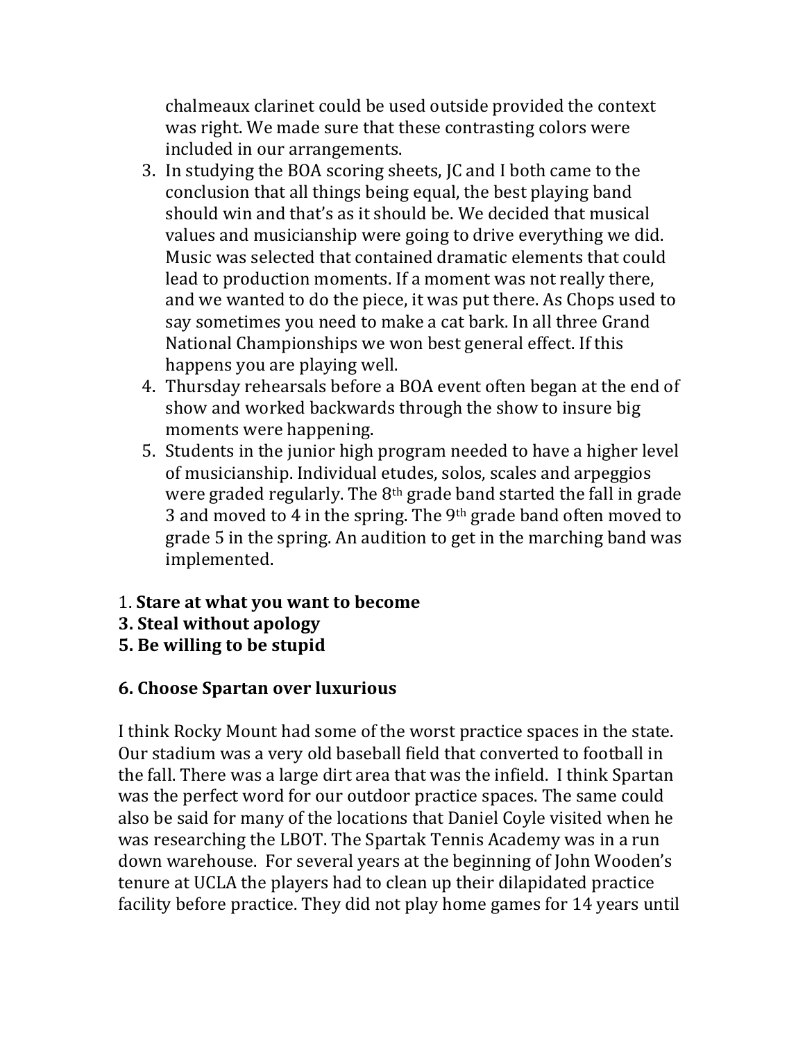chalmeaux clarinet could be used outside provided the context was right. We made sure that these contrasting colors were included in our arrangements.

3. In studying the BOA scoring sheets, JC and I both came to the conclusion that all things being equal, the best playing band should win and that's as it should be. We decided that musical values and musicianship were going to drive everything we did. Music was selected that contained dramatic elements that could lead to production moments. If a moment was not really there, and we wanted to do the piece, it was put there. As Chops used to say sometimes you need to make a cat bark. In all three Grand National Championships we won best general effect. If this happens you are playing well.
4. Thursday rehearsals before a BOA event often began at the end of show and worked backwards through the show to insure big moments were happening.
5. Students in the junior high program needed to have a higher level of musicianship. Individual etudes, solos, scales and arpeggios were graded regularly. The 8th grade band started the fall in grade 3 and moved to 4 in the spring. The 9th grade band often moved to grade 5 in the spring. An audition to get in the marching band was implemented.

1. **Stare at what you want to become**
3. **Steal without apology**
5. **Be willing to be stupid**

**6. Choose Spartan over luxurious**

I think Rocky Mount had some of the worst practice spaces in the state. Our stadium was a very old baseball field that converted to football in the fall. There was a large dirt area that was the infield. I think Spartan was the perfect word for our outdoor practice spaces. The same could also be said for many of the locations that Daniel Coyle visited when he was researching the LBOT. The Spartak Tennis Academy was in a run down warehouse. For several years at the beginning of John Wooden's tenure at UCLA the players had to clean up their dilapidated practice facility before practice. They did not play home games for 14 years until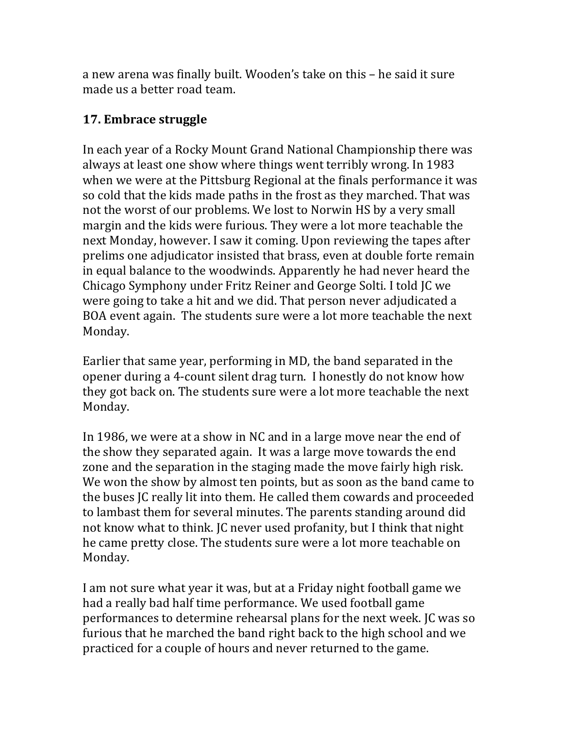a new arena was finally built. Wooden's take on this – he said it sure made us a better road team.

## 17. Embrace struggle

In each year of a Rocky Mount Grand National Championship there was always at least one show where things went terribly wrong. In 1983 when we were at the Pittsburg Regional at the finals performance it was so cold that the kids made paths in the frost as they marched. That was not the worst of our problems. We lost to Norwin HS by a very small margin and the kids were furious. They were a lot more teachable the next Monday, however. I saw it coming. Upon reviewing the tapes after prelims one adjudicator insisted that brass, even at double forte remain in equal balance to the woodwinds. Apparently he had never heard the Chicago Symphony under Fritz Reiner and George Solti. I told JC we were going to take a hit and we did. That person never adjudicated a BOA event again. The students sure were a lot more teachable the next Monday.

Earlier that same year, performing in MD, the band separated in the opener during a 4-count silent drag turn. I honestly do not know how they got back on. The students sure were a lot more teachable the next Monday.

In 1986, we were at a show in NC and in a large move near the end of the show they separated again. It was a large move towards the end zone and the separation in the staging made the move fairly high risk. We won the show by almost ten points, but as soon as the band came to the buses JC really lit into them. He called them cowards and proceeded to lambast them for several minutes. The parents standing around did not know what to think. JC never used profanity, but I think that night he came pretty close. The students sure were a lot more teachable on Monday.

I am not sure what year it was, but at a Friday night football game we had a really bad half time performance. We used football game performances to determine rehearsal plans for the next week. JC was so furious that he marched the band right back to the high school and we practiced for a couple of hours and never returned to the game.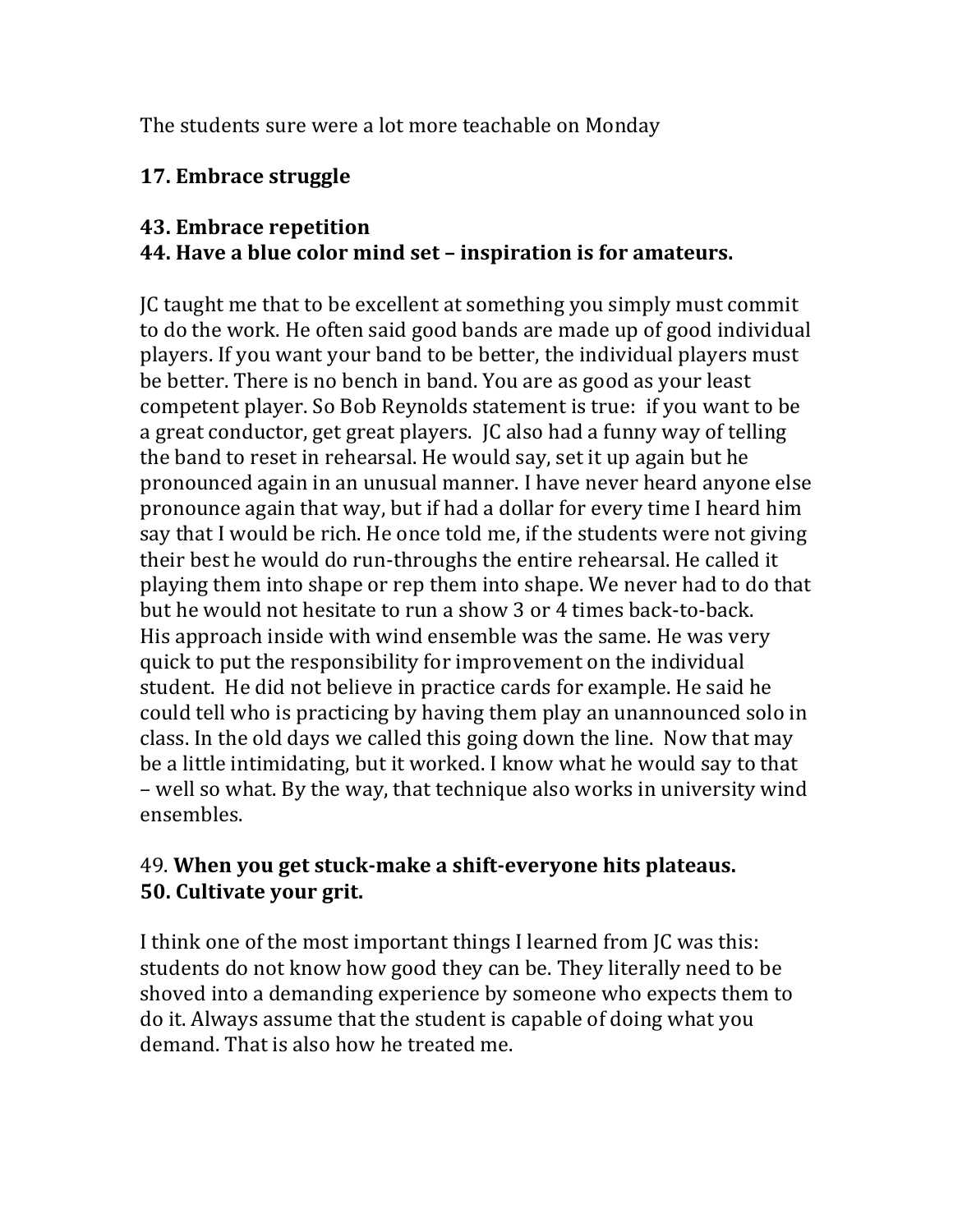The students sure were a lot more teachable on Monday

**17. Embrace struggle**

**43. Embrace repetition**
**44. Have a blue color mind set – inspiration is for amateurs.**

JC taught me that to be excellent at something you simply must commit to do the work. He often said good bands are made up of good individual players. If you want your band to be better, the individual players must be better. There is no bench in band. You are as good as your least competent player. So Bob Reynolds statement is true: if you want to be a great conductor, get great players. JC also had a funny way of telling the band to reset in rehearsal. He would say, set it up again but he pronounced again in an unusual manner. I have never heard anyone else pronounce again that way, but if had a dollar for every time I heard him say that I would be rich. He once told me, if the students were not giving their best he would do run-throughs the entire rehearsal. He called it playing them into shape or rep them into shape. We never had to do that but he would not hesitate to run a show 3 or 4 times back-to-back. His approach inside with wind ensemble was the same. He was very quick to put the responsibility for improvement on the individual student. He did not believe in practice cards for example. He said he could tell who is practicing by having them play an unannounced solo in class. In the old days we called this going down the line. Now that may be a little intimidating, but it worked. I know what he would say to that – well so what. By the way, that technique also works in university wind ensembles.

49. **When you get stuck-make a shift-everyone hits plateaus.**
**50. Cultivate your grit.**

I think one of the most important things I learned from JC was this: students do not know how good they can be. They literally need to be shoved into a demanding experience by someone who expects them to do it. Always assume that the student is capable of doing what you demand. That is also how he treated me.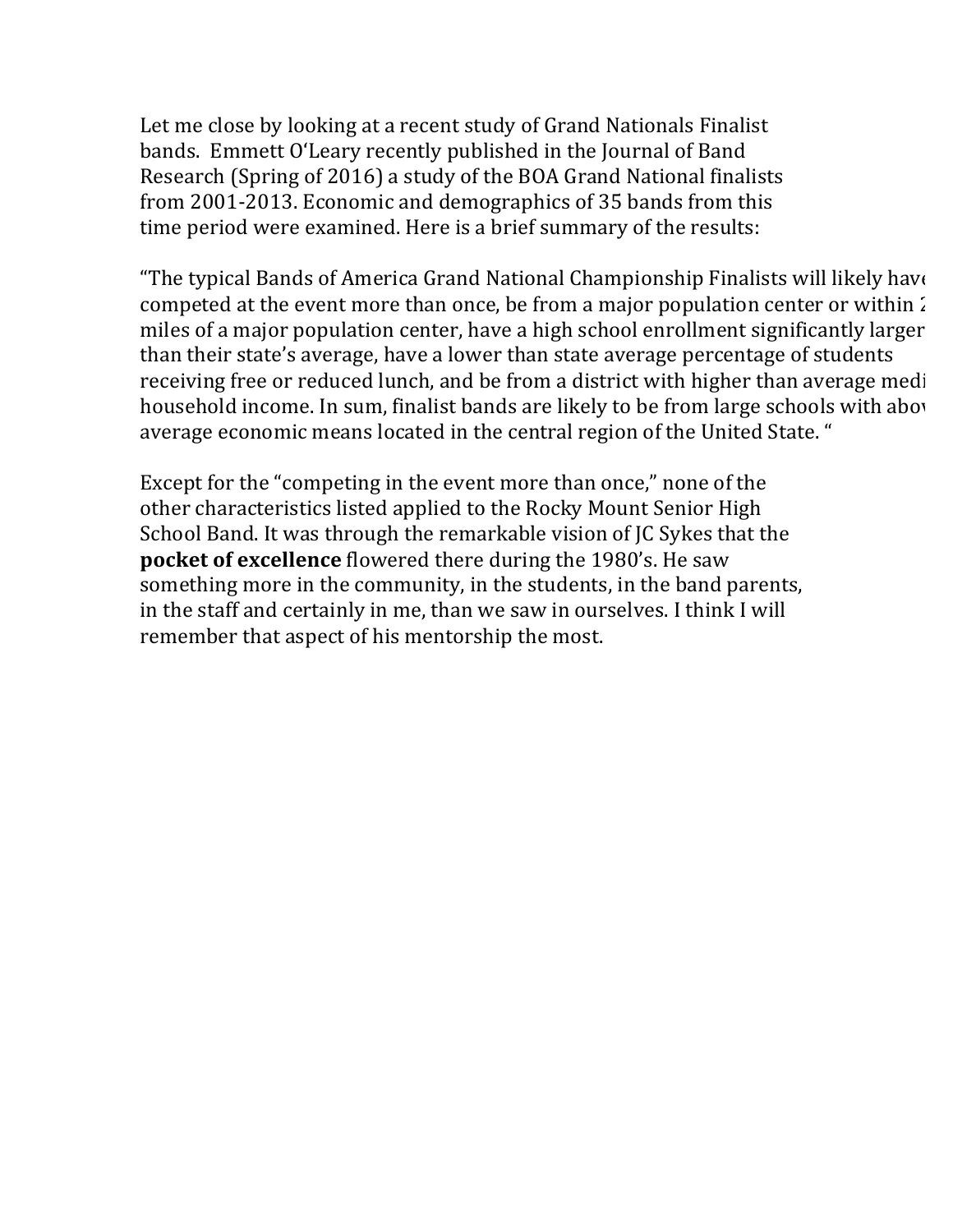Let me close by looking at a recent study of Grand Nationals Finalist bands. Emmett O'Leary recently published in the Journal of Band Research (Spring of 2016) a study of the BOA Grand National finalists from 2001-2013. Economic and demographics of 35 bands from this time period were examined. Here is a brief summary of the results:

"The typical Bands of America Grand National Championship Finalists will likely have competed at the event more than once, be from a major population center or within 2 miles of a major population center, have a high school enrollment significantly larger than their state's average, have a lower than state average percentage of students receiving free or reduced lunch, and be from a district with higher than average medi household income. In sum, finalist bands are likely to be from large schools with abov average economic means located in the central region of the United State. "

Except for the "competing in the event more than once," none of the other characteristics listed applied to the Rocky Mount Senior High School Band. It was through the remarkable vision of JC Sykes that the **pocket of excellence** flowered there during the 1980's. He saw something more in the community, in the students, in the band parents, in the staff and certainly in me, than we saw in ourselves. I think I will remember that aspect of his mentorship the most.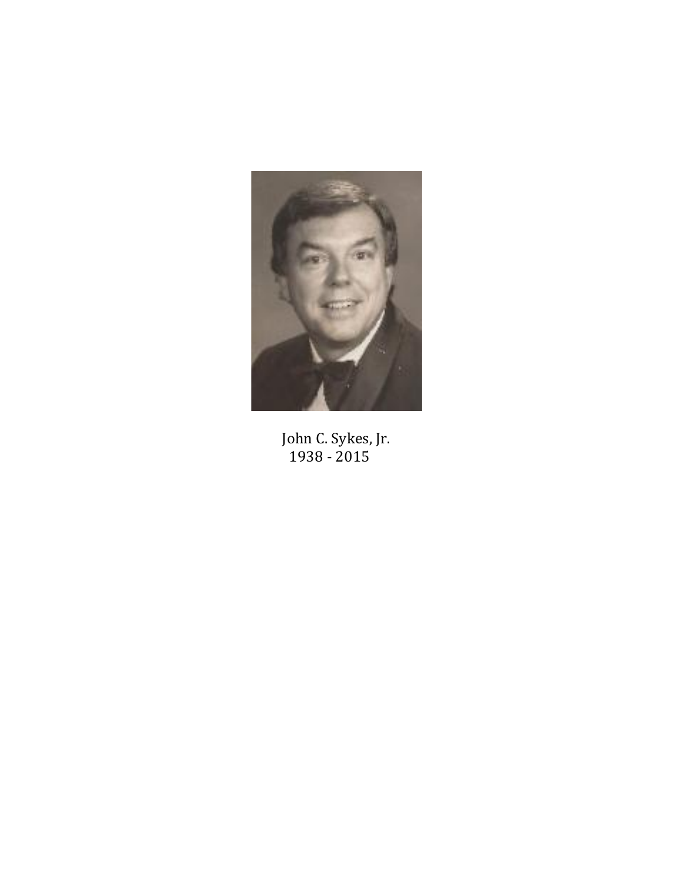John C. Sykes, Jr.
1938 - 2015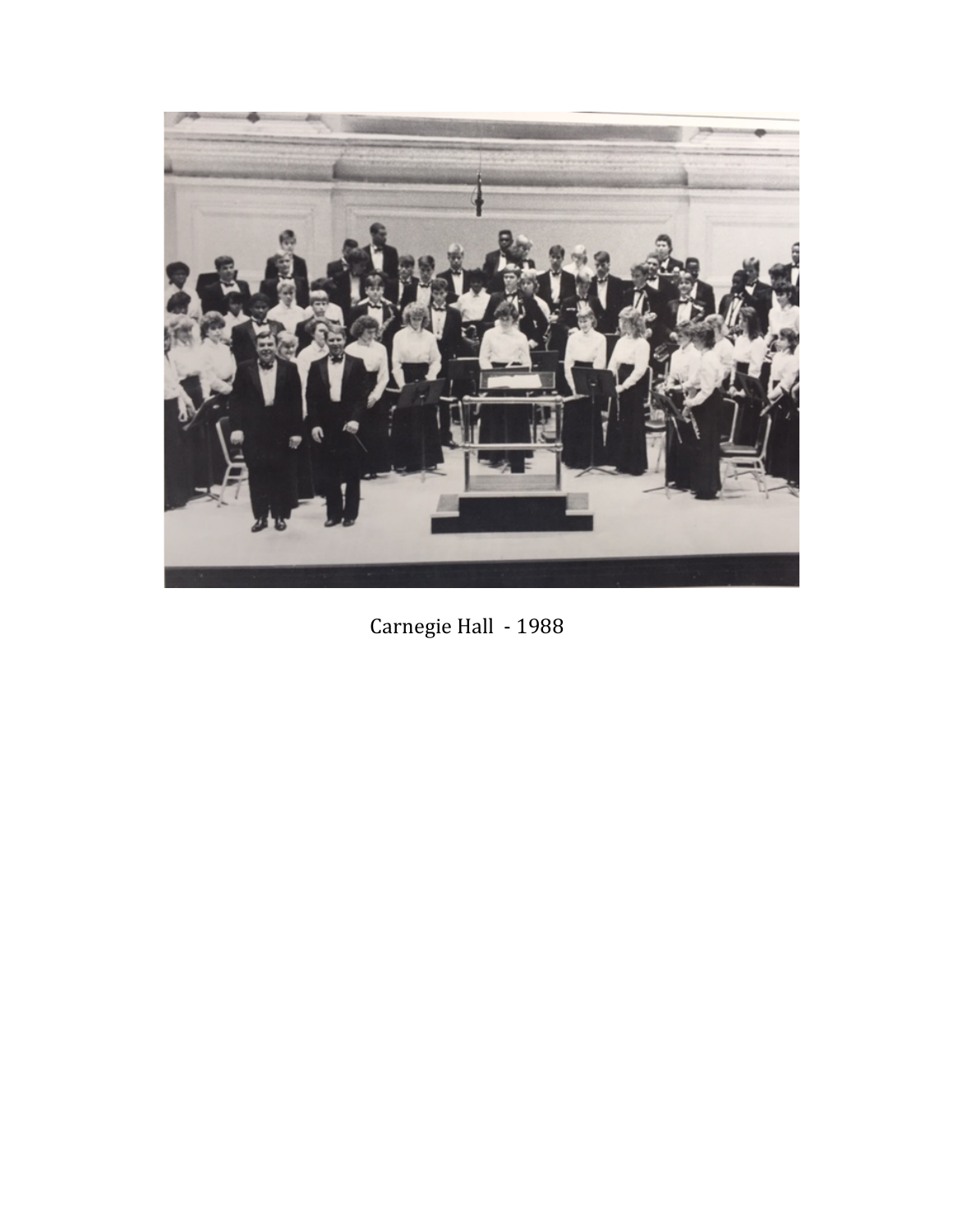Carnegie Hall - 1988